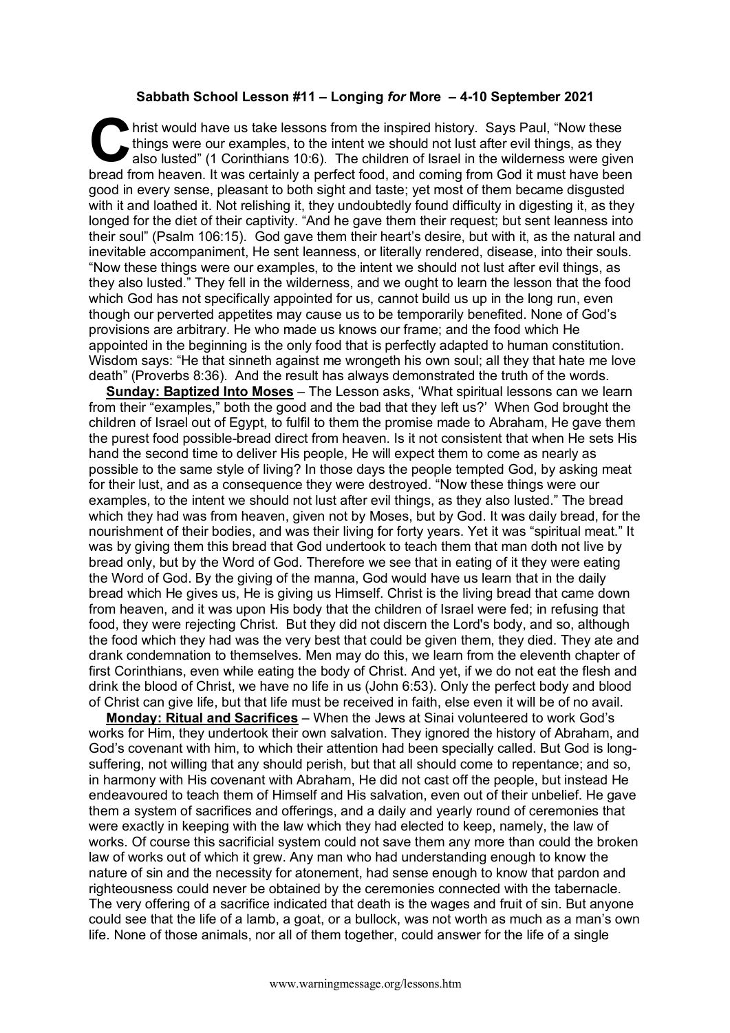**Sabbath School Lesson #11 – Longing *for* More – 4-10 September 2021**

Christ would have us take lessons from the inspired history. Says Paul, "Now these things were our examples, to the intent we should not lust after evil things, as they also lusted" (1 Corinthians 10:6). The children of Israel in the wilderness were given bread from heaven. It was certainly a perfect food, and coming from God it must have been good in every sense, pleasant to both sight and taste; yet most of them became disgusted with it and loathed it. Not relishing it, they undoubtedly found difficulty in digesting it, as they longed for the diet of their captivity. "And he gave them their request; but sent leanness into their soul" (Psalm 106:15). God gave them their heart's desire, but with it, as the natural and inevitable accompaniment, He sent leanness, or literally rendered, disease, into their souls. "Now these things were our examples, to the intent we should not lust after evil things, as they also lusted." They fell in the wilderness, and we ought to learn the lesson that the food which God has not specifically appointed for us, cannot build us up in the long run, even though our perverted appetites may cause us to be temporarily benefited. None of God's provisions are arbitrary. He who made us knows our frame; and the food which He appointed in the beginning is the only food that is perfectly adapted to human constitution. Wisdom says: "He that sinneth against me wrongeth his own soul; all they that hate me love death" (Proverbs 8:36). And the result has always demonstrated the truth of the words.

**Sunday: Baptized Into Moses** – The Lesson asks, 'What spiritual lessons can we learn from their "examples," both the good and the bad that they left us?' When God brought the children of Israel out of Egypt, to fulfil to them the promise made to Abraham, He gave them the purest food possible-bread direct from heaven. Is it not consistent that when He sets His hand the second time to deliver His people, He will expect them to come as nearly as possible to the same style of living? In those days the people tempted God, by asking meat for their lust, and as a consequence they were destroyed. "Now these things were our examples, to the intent we should not lust after evil things, as they also lusted." The bread which they had was from heaven, given not by Moses, but by God. It was daily bread, for the nourishment of their bodies, and was their living for forty years. Yet it was "spiritual meat." It was by giving them this bread that God undertook to teach them that man doth not live by bread only, but by the Word of God. Therefore we see that in eating of it they were eating the Word of God. By the giving of the manna, God would have us learn that in the daily bread which He gives us, He is giving us Himself. Christ is the living bread that came down from heaven, and it was upon His body that the children of Israel were fed; in refusing that food, they were rejecting Christ. But they did not discern the Lord's body, and so, although the food which they had was the very best that could be given them, they died. They ate and drank condemnation to themselves. Men may do this, we learn from the eleventh chapter of first Corinthians, even while eating the body of Christ. And yet, if we do not eat the flesh and drink the blood of Christ, we have no life in us (John 6:53). Only the perfect body and blood of Christ can give life, but that life must be received in faith, else even it will be of no avail.

**Monday: Ritual and Sacrifices** – When the Jews at Sinai volunteered to work God's works for Him, they undertook their own salvation. They ignored the history of Abraham, and God's covenant with him, to which their attention had been specially called. But God is long-suffering, not willing that any should perish, but that all should come to repentance; and so, in harmony with His covenant with Abraham, He did not cast off the people, but instead He endeavoured to teach them of Himself and His salvation, even out of their unbelief. He gave them a system of sacrifices and offerings, and a daily and yearly round of ceremonies that were exactly in keeping with the law which they had elected to keep, namely, the law of works. Of course this sacrificial system could not save them any more than could the broken law of works out of which it grew. Any man who had understanding enough to know the nature of sin and the necessity for atonement, had sense enough to know that pardon and righteousness could never be obtained by the ceremonies connected with the tabernacle. The very offering of a sacrifice indicated that death is the wages and fruit of sin. But anyone could see that the life of a lamb, a goat, or a bullock, was not worth as much as a man's own life. None of those animals, nor all of them together, could answer for the life of a single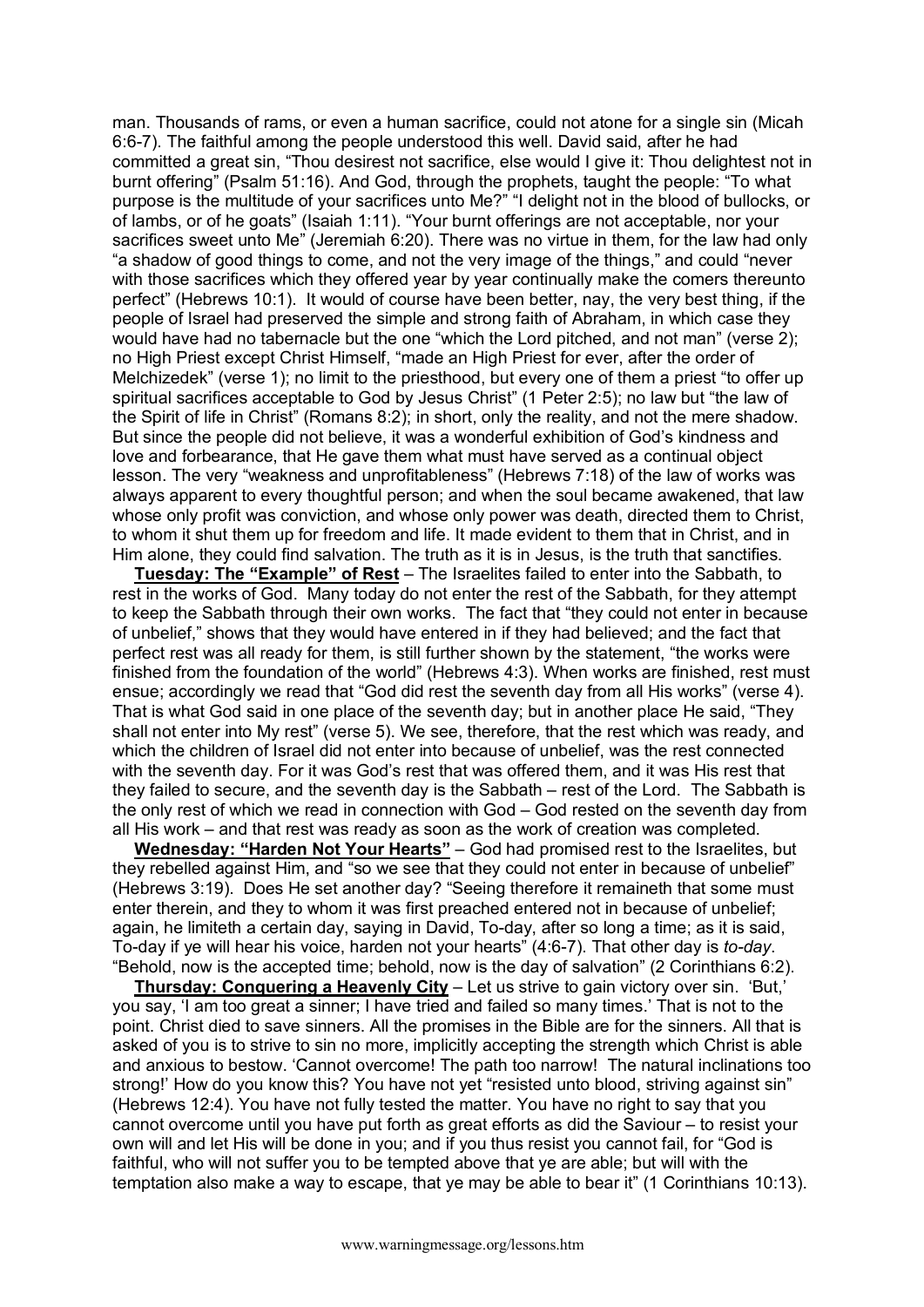man. Thousands of rams, or even a human sacrifice, could not atone for a single sin (Micah 6:6-7). The faithful among the people understood this well. David said, after he had committed a great sin, "Thou desirest not sacrifice, else would I give it: Thou delightest not in burnt offering" (Psalm 51:16). And God, through the prophets, taught the people: "To what purpose is the multitude of your sacrifices unto Me?" "I delight not in the blood of bullocks, or of lambs, or of he goats" (Isaiah 1:11). "Your burnt offerings are not acceptable, nor your sacrifices sweet unto Me" (Jeremiah 6:20). There was no virtue in them, for the law had only "a shadow of good things to come, and not the very image of the things," and could "never with those sacrifices which they offered year by year continually make the comers thereunto perfect" (Hebrews 10:1). It would of course have been better, nay, the very best thing, if the people of Israel had preserved the simple and strong faith of Abraham, in which case they would have had no tabernacle but the one "which the Lord pitched, and not man" (verse 2); no High Priest except Christ Himself, "made an High Priest for ever, after the order of Melchizedek" (verse 1); no limit to the priesthood, but every one of them a priest "to offer up spiritual sacrifices acceptable to God by Jesus Christ" (1 Peter 2:5); no law but "the law of the Spirit of life in Christ" (Romans 8:2); in short, only the reality, and not the mere shadow. But since the people did not believe, it was a wonderful exhibition of God's kindness and love and forbearance, that He gave them what must have served as a continual object lesson. The very "weakness and unprofitableness" (Hebrews 7:18) of the law of works was always apparent to every thoughtful person; and when the soul became awakened, that law whose only profit was conviction, and whose only power was death, directed them to Christ, to whom it shut them up for freedom and life. It made evident to them that in Christ, and in Him alone, they could find salvation. The truth as it is in Jesus, is the truth that sanctifies.

**Tuesday: The "Example" of Rest** – The Israelites failed to enter into the Sabbath, to rest in the works of God. Many today do not enter the rest of the Sabbath, for they attempt to keep the Sabbath through their own works. The fact that "they could not enter in because of unbelief," shows that they would have entered in if they had believed; and the fact that perfect rest was all ready for them, is still further shown by the statement, "the works were finished from the foundation of the world" (Hebrews 4:3). When works are finished, rest must ensue; accordingly we read that "God did rest the seventh day from all His works" (verse 4). That is what God said in one place of the seventh day; but in another place He said, "They shall not enter into My rest" (verse 5). We see, therefore, that the rest which was ready, and which the children of Israel did not enter into because of unbelief, was the rest connected with the seventh day. For it was God's rest that was offered them, and it was His rest that they failed to secure, and the seventh day is the Sabbath – rest of the Lord. The Sabbath is the only rest of which we read in connection with God – God rested on the seventh day from all His work – and that rest was ready as soon as the work of creation was completed.

**Wednesday: "Harden Not Your Hearts"** – God had promised rest to the Israelites, but they rebelled against Him, and "so we see that they could not enter in because of unbelief" (Hebrews 3:19). Does He set another day? "Seeing therefore it remaineth that some must enter therein, and they to whom it was first preached entered not in because of unbelief; again, he limiteth a certain day, saying in David, To-day, after so long a time; as it is said, To-day if ye will hear his voice, harden not your hearts" (4:6-7). That other day is *to-day*. "Behold, now is the accepted time; behold, now is the day of salvation" (2 Corinthians 6:2).

**Thursday: Conquering a Heavenly City** – Let us strive to gain victory over sin. 'But,' you say, 'I am too great a sinner; I have tried and failed so many times.' That is not to the point. Christ died to save sinners. All the promises in the Bible are for the sinners. All that is asked of you is to strive to sin no more, implicitly accepting the strength which Christ is able and anxious to bestow. 'Cannot overcome! The path too narrow! The natural inclinations too strong!' How do you know this? You have not yet "resisted unto blood, striving against sin" (Hebrews 12:4). You have not fully tested the matter. You have no right to say that you cannot overcome until you have put forth as great efforts as did the Saviour – to resist your own will and let His will be done in you; and if you thus resist you cannot fail, for "God is faithful, who will not suffer you to be tempted above that ye are able; but will with the temptation also make a way to escape, that ye may be able to bear it" (1 Corinthians 10:13).